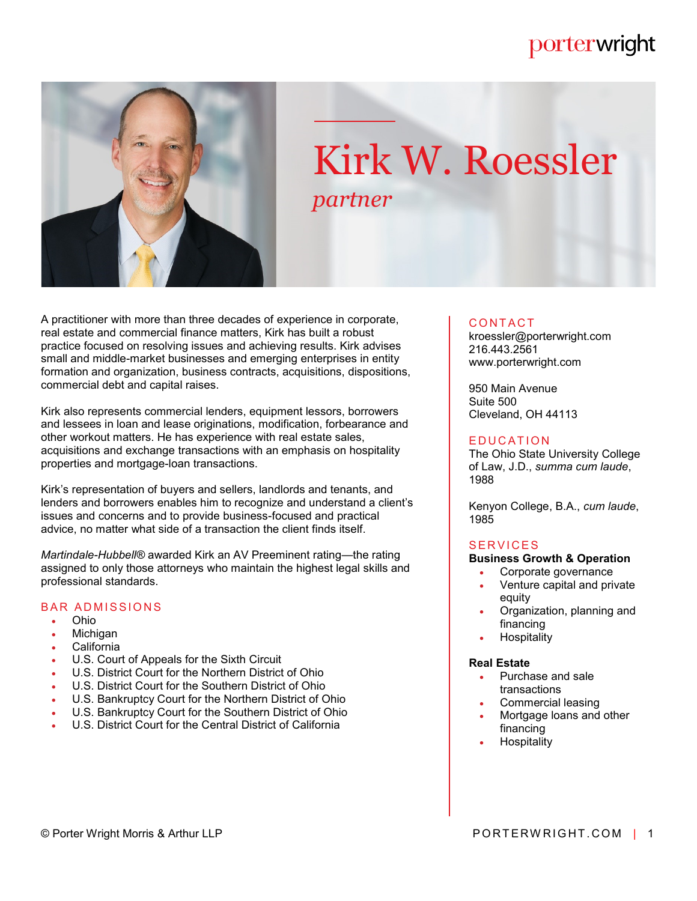porterwright

# Kirk W. Roessler

*partner*

A practitioner with more than three decades of experience in corporate, real estate and commercial finance matters, Kirk has built a robust practice focused on resolving issues and achieving results. Kirk advises small and middle-market businesses and emerging enterprises in entity formation and organization, business contracts, acquisitions, dispositions, commercial debt and capital raises.

Kirk also represents commercial lenders, equipment lessors, borrowers and lessees in loan and lease originations, modification, forbearance and other workout matters. He has experience with real estate sales, acquisitions and exchange transactions with an emphasis on hospitality properties and mortgage-loan transactions.

Kirk's representation of buyers and sellers, landlords and tenants, and lenders and borrowers enables him to recognize and understand a client's issues and concerns and to provide business-focused and practical advice, no matter what side of a transaction the client finds itself.

*Martindale-Hubbell*® awarded Kirk an AV Preeminent rating—the rating assigned to only those attorneys who maintain the highest legal skills and professional standards.

## BAR ADMISSIONS

- Ohio
- Michigan
- California
- U.S. Court of Appeals for the Sixth Circuit
- U.S. District Court for the Northern District of Ohio
- U.S. District Court for the Southern District of Ohio
- U.S. Bankruptcy Court for the Northern District of Ohio
- U.S. Bankruptcy Court for the Southern District of Ohio
- U.S. District Court for the Central District of California

## CONTACT

kroessler@porterwright.com
216.443.2561
www.porterwright.com

950 Main Avenue
Suite 500
Cleveland, OH 44113

## EDUCATION

The Ohio State University College of Law, J.D., *summa cum laude*, 1988

Kenyon College, B.A., *cum laude*, 1985

## SERVICES

**Business Growth & Operation**

- Corporate governance
- Venture capital and private equity
- Organization, planning and financing
- Hospitality

**Real Estate**

- Purchase and sale transactions
- Commercial leasing
- Mortgage loans and other financing
- Hospitality

© Porter Wright Morris & Arthur LLP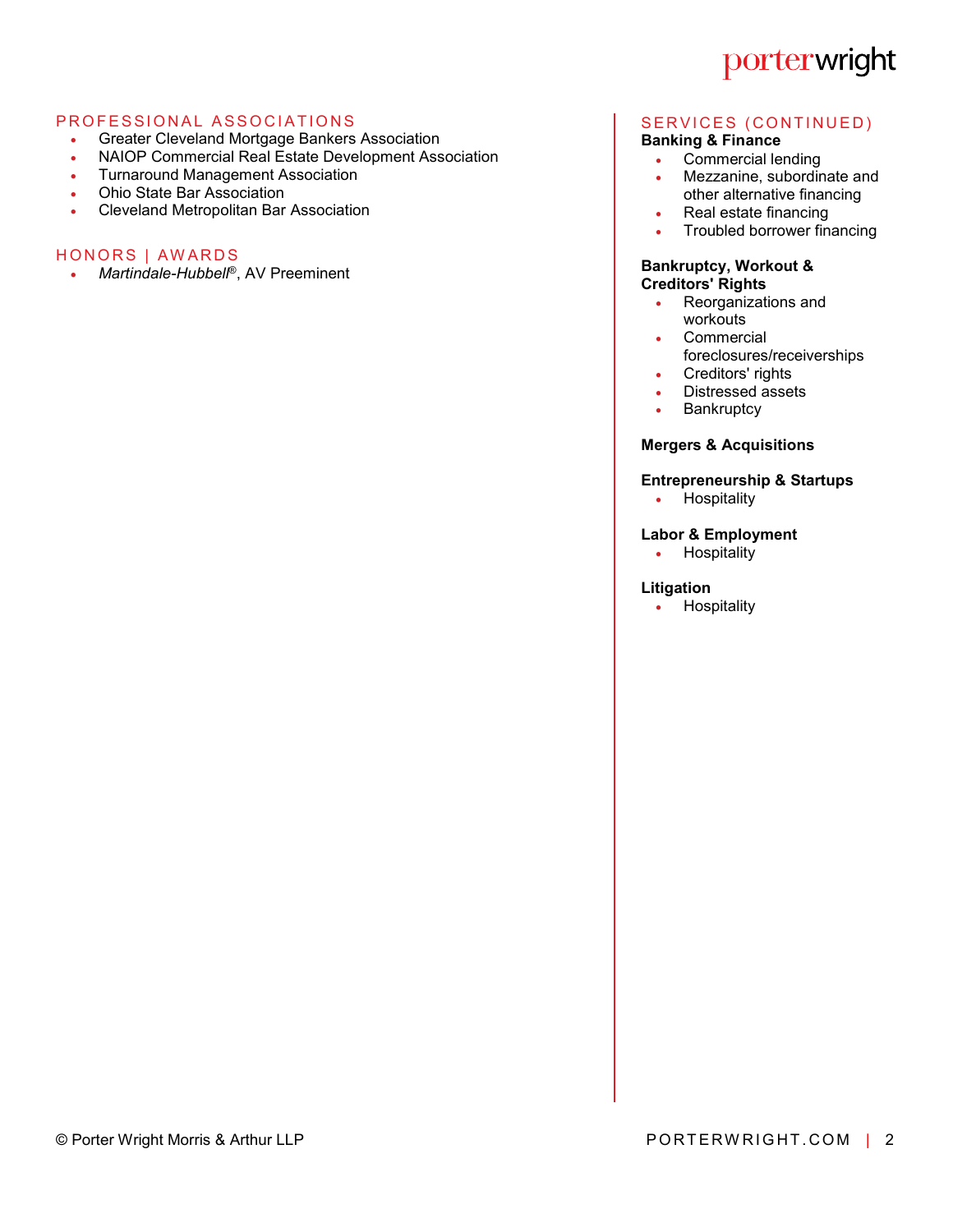## PROFESSIONAL ASSOCIATIONS

- Greater Cleveland Mortgage Bankers Association
- NAIOP Commercial Real Estate Development Association
- Turnaround Management Association
- Ohio State Bar Association
- Cleveland Metropolitan Bar Association

## HONORS | AWARDS

- *Martindale-Hubbell*®, AV Preeminent

## SERVICES (CONTINUED)

**Banking & Finance**

- Commercial lending
- Mezzanine, subordinate and other alternative financing
- Real estate financing
- Troubled borrower financing

**Bankruptcy, Workout & Creditors' Rights**

- Reorganizations and workouts
- Commercial foreclosures/receiverships
- Creditors' rights
- Distressed assets
- Bankruptcy

**Mergers & Acquisitions**

**Entrepreneurship & Startups**

- Hospitality

**Labor & Employment**

- Hospitality

**Litigation**

- Hospitality

© Porter Wright Morris & Arthur LLP